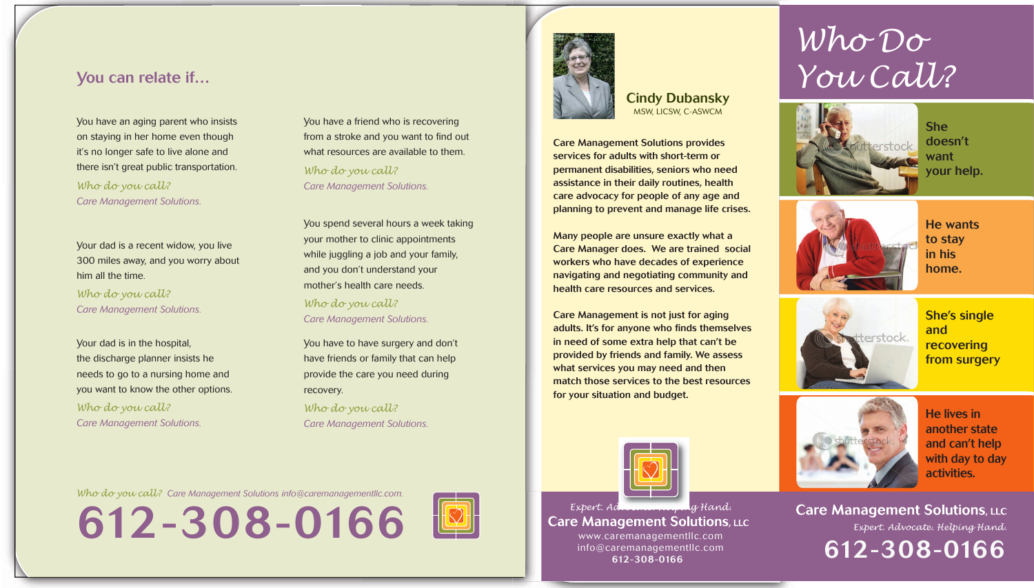## You can relate if...

You have an aging parent who insists on staying in her home even though it's no longer safe to live alone and there isn't great public transportation.

*Who do you call?*
*Care Management Solutions.*

Your dad is a recent widow, you live 300 miles away, and you worry about him all the time.

*Who do you call?*
*Care Management Solutions.*

Your dad is in the hospital, the discharge planner insists he needs to go to a nursing home and you want to know the other options.

*Who do you call?*
*Care Management Solutions.*

You have a friend who is recovering from a stroke and you want to find out what resources are available to them.

*Who do you call?*
*Care Management Solutions.*

You spend several hours a week taking your mother to clinic appointments while juggling a job and your family, and you don't understand your mother's health care needs.

*Who do you call?*
*Care Management Solutions.*

You have to have surgery and don't have friends or family that can help provide the care you need during recovery.

*Who do you call?*
*Care Management Solutions.*

*Who do you call?* *Care Management Solutions info@caremanagementllc.com.*

# 612-308-0166

**Cindy Dubansky**
MSW, LICSW, C-ASWCM

Care Management Solutions provides services for adults with short-term or permanent disabilities, seniors who need assistance in their daily routines, health care advocacy for people of any age and planning to prevent and manage life crises.

Many people are unsure exactly what a Care Manager does. We are trained social workers who have decades of experience navigating and negotiating community and health care resources and services.

Care Management is not just for aging adults. It's for anyone who finds themselves in need of some extra help that can't be provided by friends and family. We assess what services you may need and then match those services to the best resources for your situation and budget.

*Expert. Advocate. Helping Hand.*
**Care Management Solutions, LLC**
www.caremanagementllc.com
info@caremanagementllc.com
612-308-0166

# Who Do You Call?

She doesn't want your help.

He wants to stay in his home.

She's single and recovering from surgery

He lives in another state and can't help with day to day activities.

**Care Management Solutions, LLC**
*Expert. Advocate. Helping Hand.*

## 612-308-0166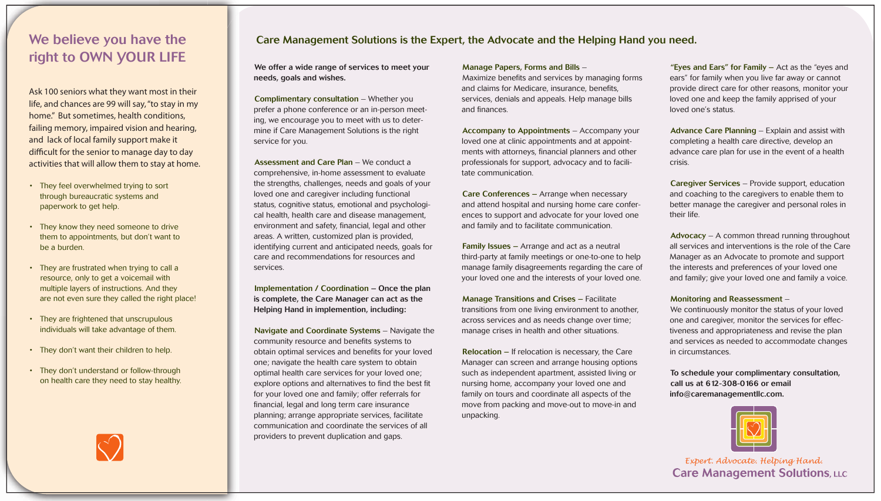## We believe you have the right to OWN YOUR LIFE

Ask 100 seniors what they want most in their life, and chances are 99 will say, "to stay in my home." But sometimes, health conditions, failing memory, impaired vision and hearing, and lack of local family support make it difficult for the senior to manage day to day activities that will allow them to stay at home.

- They feel overwhelmed trying to sort through bureaucratic systems and paperwork to get help.
- They know they need someone to drive them to appointments, but don't want to be a burden.
- They are frustrated when trying to call a resource, only to get a voicemail with multiple layers of instructions. And they are not even sure they called the right place!
- They are frightened that unscrupulous individuals will take advantage of them.
- They don't want their children to help.
- They don't understand or follow-through on health care they need to stay healthy.

## Care Management Solutions is the Expert, the Advocate and the Helping Hand you need.

**We offer a wide range of services to meet your needs, goals and wishes.**

**Complimentary consultation** – Whether you prefer a phone conference or an in-person meeting, we encourage you to meet with us to determine if Care Management Solutions is the right service for you.

**Assessment and Care Plan** – We conduct a comprehensive, in-home assessment to evaluate the strengths, challenges, needs and goals of your loved one and caregiver including functional status, cognitive status, emotional and psychological health, health care and disease management, environment and safety, financial, legal and other areas. A written, customized plan is provided, identifying current and anticipated needs, goals for care and recommendations for resources and services.

**Implementation / Coordination – Once the plan is complete, the Care Manager can act as the Helping Hand in implemention, including:**

**Navigate and Coordinate Systems** – Navigate the community resource and benefits systems to obtain optimal services and benefits for your loved one; navigate the health care system to obtain optimal health care services for your loved one; explore options and alternatives to find the best fit for your loved one and family; offer referrals for financial, legal and long term care insurance planning; arrange appropriate services, facilitate communication and coordinate the services of all providers to prevent duplication and gaps.

**Manage Papers, Forms and Bills** – Maximize benefits and services by managing forms and claims for Medicare, insurance, benefits, services, denials and appeals. Help manage bills and finances.

**Accompany to Appointments** – Accompany your loved one at clinic appointments and at appointments with attorneys, financial planners and other professionals for support, advocacy and to facilitate communication.

**Care Conferences** – Arrange when necessary and attend hospital and nursing home care conferences to support and advocate for your loved one and family and to facilitate communication.

**Family Issues** – Arrange and act as a neutral third-party at family meetings or one-to-one to help manage family disagreements regarding the care of your loved one and the interests of your loved one.

**Manage Transitions and Crises** – Facilitate transitions from one living environment to another, across services and as needs change over time; manage crises in health and other situations.

**Relocation** – If relocation is necessary, the Care Manager can screen and arrange housing options such as independent apartment, assisted living or nursing home, accompany your loved one and family on tours and coordinate all aspects of the move from packing and move-out to move-in and unpacking.

**"Eyes and Ears" for Family** – Act as the "eyes and ears" for family when you live far away or cannot provide direct care for other reasons, monitor your loved one and keep the family apprised of your loved one's status.

**Advance Care Planning** – Explain and assist with completing a health care directive, develop an advance care plan for use in the event of a health crisis.

**Caregiver Services** – Provide support, education and coaching to the caregivers to enable them to better manage the caregiver and personal roles in their life.

**Advocacy** – A common thread running throughout all services and interventions is the role of the Care Manager as an Advocate to promote and support the interests and preferences of your loved one and family; give your loved one and family a voice.

**Monitoring and Reassessment** – We continuously monitor the status of your loved one and caregiver, monitor the services for effectiveness and appropriateness and revise the plan and services as needed to accommodate changes in circumstances.

**To schedule your complimentary consultation, call us at 612-308-0166 or email info@caremanagementllc.com.**

*Expert. Advocate. Helping Hand.*

**Care Management Solutions, LLC**